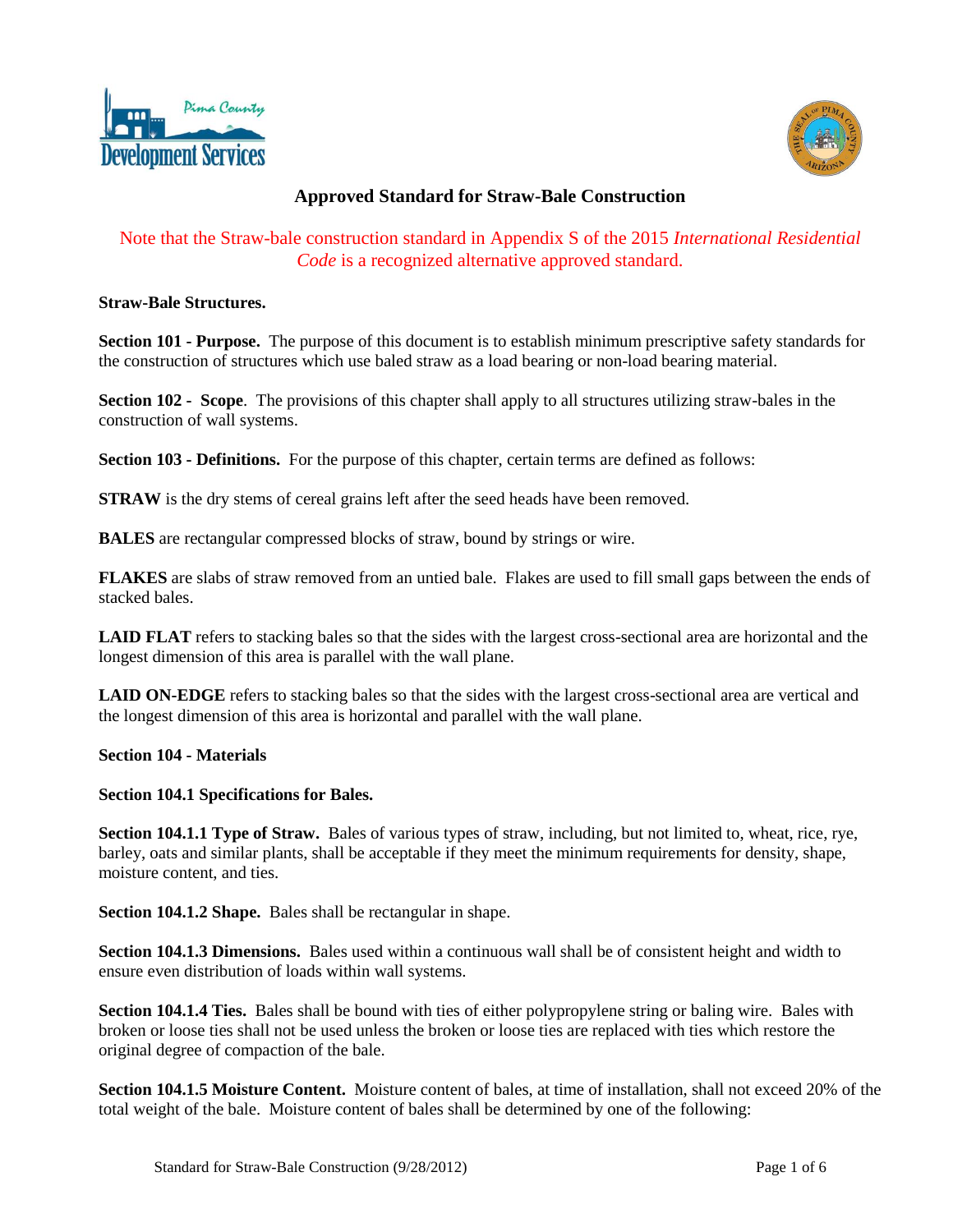# Approved Standard for Straw-Bale Construction

Note that the Straw-bale construction standard in Appendix S of the 2015 *International Residential Code* is a recognized alternative approved standard.

**Straw-Bale Structures.**

**Section 101 - Purpose.** The purpose of this document is to establish minimum prescriptive safety standards for the construction of structures which use baled straw as a load bearing or non-load bearing material.

**Section 102 - Scope**. The provisions of this chapter shall apply to all structures utilizing straw-bales in the construction of wall systems.

**Section 103 - Definitions.** For the purpose of this chapter, certain terms are defined as follows:

**STRAW** is the dry stems of cereal grains left after the seed heads have been removed.

**BALES** are rectangular compressed blocks of straw, bound by strings or wire.

**FLAKES** are slabs of straw removed from an untied bale. Flakes are used to fill small gaps between the ends of stacked bales.

**LAID FLAT** refers to stacking bales so that the sides with the largest cross-sectional area are horizontal and the longest dimension of this area is parallel with the wall plane.

**LAID ON-EDGE** refers to stacking bales so that the sides with the largest cross-sectional area are vertical and the longest dimension of this area is horizontal and parallel with the wall plane.

**Section 104 - Materials**

**Section 104.1 Specifications for Bales.**

**Section 104.1.1 Type of Straw.** Bales of various types of straw, including, but not limited to, wheat, rice, rye, barley, oats and similar plants, shall be acceptable if they meet the minimum requirements for density, shape, moisture content, and ties.

**Section 104.1.2 Shape.** Bales shall be rectangular in shape.

**Section 104.1.3 Dimensions.** Bales used within a continuous wall shall be of consistent height and width to ensure even distribution of loads within wall systems.

**Section 104.1.4 Ties.** Bales shall be bound with ties of either polypropylene string or baling wire. Bales with broken or loose ties shall not be used unless the broken or loose ties are replaced with ties which restore the original degree of compaction of the bale.

**Section 104.1.5 Moisture Content.** Moisture content of bales, at time of installation, shall not exceed 20% of the total weight of the bale. Moisture content of bales shall be determined by one of the following: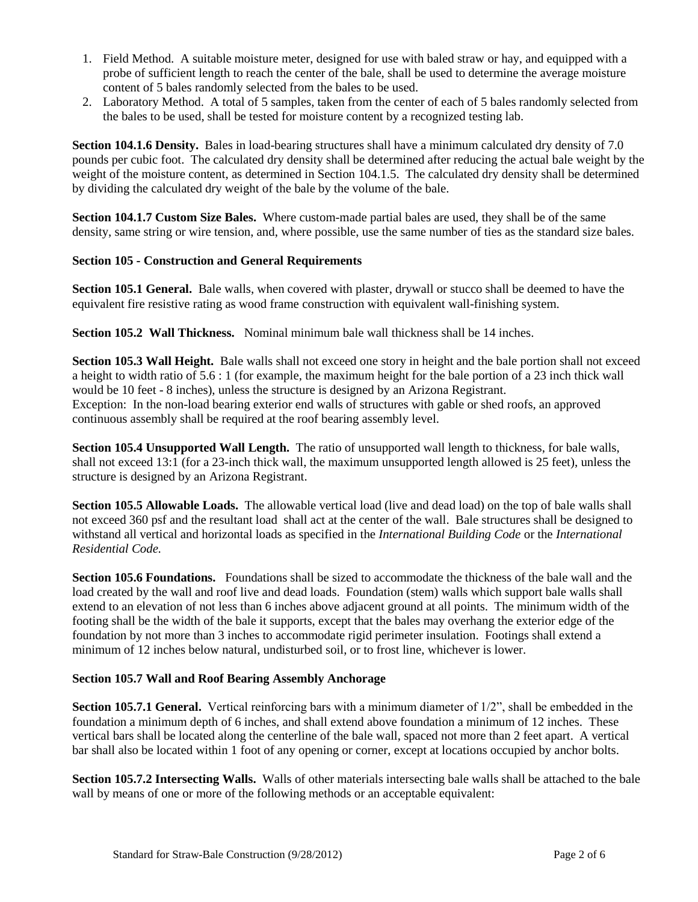1. Field Method. A suitable moisture meter, designed for use with baled straw or hay, and equipped with a probe of sufficient length to reach the center of the bale, shall be used to determine the average moisture content of 5 bales randomly selected from the bales to be used.
2. Laboratory Method. A total of 5 samples, taken from the center of each of 5 bales randomly selected from the bales to be used, shall be tested for moisture content by a recognized testing lab.

**Section 104.1.6 Density.** Bales in load-bearing structures shall have a minimum calculated dry density of 7.0 pounds per cubic foot. The calculated dry density shall be determined after reducing the actual bale weight by the weight of the moisture content, as determined in Section 104.1.5. The calculated dry density shall be determined by dividing the calculated dry weight of the bale by the volume of the bale.

**Section 104.1.7 Custom Size Bales.** Where custom-made partial bales are used, they shall be of the same density, same string or wire tension, and, where possible, use the same number of ties as the standard size bales.

**Section 105 - Construction and General Requirements**

**Section 105.1 General.** Bale walls, when covered with plaster, drywall or stucco shall be deemed to have the equivalent fire resistive rating as wood frame construction with equivalent wall-finishing system.

**Section 105.2 Wall Thickness.** Nominal minimum bale wall thickness shall be 14 inches.

**Section 105.3 Wall Height.** Bale walls shall not exceed one story in height and the bale portion shall not exceed a height to width ratio of 5.6 : 1 (for example, the maximum height for the bale portion of a 23 inch thick wall would be 10 feet - 8 inches), unless the structure is designed by an Arizona Registrant.
Exception: In the non-load bearing exterior end walls of structures with gable or shed roofs, an approved continuous assembly shall be required at the roof bearing assembly level.

**Section 105.4 Unsupported Wall Length.** The ratio of unsupported wall length to thickness, for bale walls, shall not exceed 13:1 (for a 23-inch thick wall, the maximum unsupported length allowed is 25 feet), unless the structure is designed by an Arizona Registrant.

**Section 105.5 Allowable Loads.** The allowable vertical load (live and dead load) on the top of bale walls shall not exceed 360 psf and the resultant load shall act at the center of the wall. Bale structures shall be designed to withstand all vertical and horizontal loads as specified in the *International Building Code* or the *International Residential Code.*

**Section 105.6 Foundations.** Foundations shall be sized to accommodate the thickness of the bale wall and the load created by the wall and roof live and dead loads. Foundation (stem) walls which support bale walls shall extend to an elevation of not less than 6 inches above adjacent ground at all points. The minimum width of the footing shall be the width of the bale it supports, except that the bales may overhang the exterior edge of the foundation by not more than 3 inches to accommodate rigid perimeter insulation. Footings shall extend a minimum of 12 inches below natural, undisturbed soil, or to frost line, whichever is lower.

**Section 105.7 Wall and Roof Bearing Assembly Anchorage**

**Section 105.7.1 General.** Vertical reinforcing bars with a minimum diameter of 1/2", shall be embedded in the foundation a minimum depth of 6 inches, and shall extend above foundation a minimum of 12 inches. These vertical bars shall be located along the centerline of the bale wall, spaced not more than 2 feet apart. A vertical bar shall also be located within 1 foot of any opening or corner, except at locations occupied by anchor bolts.

**Section 105.7.2 Intersecting Walls.** Walls of other materials intersecting bale walls shall be attached to the bale wall by means of one or more of the following methods or an acceptable equivalent: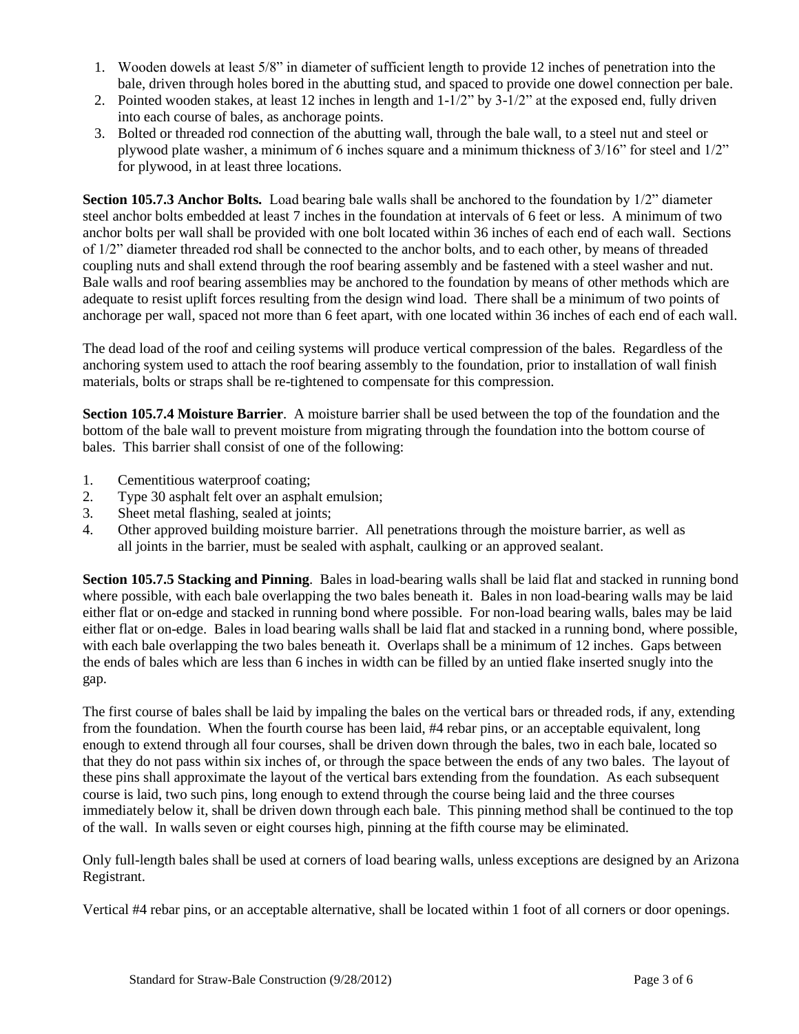1. Wooden dowels at least 5/8" in diameter of sufficient length to provide 12 inches of penetration into the bale, driven through holes bored in the abutting stud, and spaced to provide one dowel connection per bale.
2. Pointed wooden stakes, at least 12 inches in length and 1-1/2" by 3-1/2" at the exposed end, fully driven into each course of bales, as anchorage points.
3. Bolted or threaded rod connection of the abutting wall, through the bale wall, to a steel nut and steel or plywood plate washer, a minimum of 6 inches square and a minimum thickness of 3/16" for steel and 1/2" for plywood, in at least three locations.

**Section 105.7.3 Anchor Bolts.** Load bearing bale walls shall be anchored to the foundation by 1/2" diameter steel anchor bolts embedded at least 7 inches in the foundation at intervals of 6 feet or less. A minimum of two anchor bolts per wall shall be provided with one bolt located within 36 inches of each end of each wall. Sections of 1/2" diameter threaded rod shall be connected to the anchor bolts, and to each other, by means of threaded coupling nuts and shall extend through the roof bearing assembly and be fastened with a steel washer and nut. Bale walls and roof bearing assemblies may be anchored to the foundation by means of other methods which are adequate to resist uplift forces resulting from the design wind load. There shall be a minimum of two points of anchorage per wall, spaced not more than 6 feet apart, with one located within 36 inches of each end of each wall.

The dead load of the roof and ceiling systems will produce vertical compression of the bales. Regardless of the anchoring system used to attach the roof bearing assembly to the foundation, prior to installation of wall finish materials, bolts or straps shall be re-tightened to compensate for this compression.

**Section 105.7.4 Moisture Barrier**. A moisture barrier shall be used between the top of the foundation and the bottom of the bale wall to prevent moisture from migrating through the foundation into the bottom course of bales. This barrier shall consist of one of the following:

1. Cementitious waterproof coating;
2. Type 30 asphalt felt over an asphalt emulsion;
3. Sheet metal flashing, sealed at joints;
4. Other approved building moisture barrier. All penetrations through the moisture barrier, as well as all joints in the barrier, must be sealed with asphalt, caulking or an approved sealant.

**Section 105.7.5 Stacking and Pinning**. Bales in load-bearing walls shall be laid flat and stacked in running bond where possible, with each bale overlapping the two bales beneath it. Bales in non load-bearing walls may be laid either flat or on-edge and stacked in running bond where possible. For non-load bearing walls, bales may be laid either flat or on-edge. Bales in load bearing walls shall be laid flat and stacked in a running bond, where possible, with each bale overlapping the two bales beneath it. Overlaps shall be a minimum of 12 inches. Gaps between the ends of bales which are less than 6 inches in width can be filled by an untied flake inserted snugly into the gap.

The first course of bales shall be laid by impaling the bales on the vertical bars or threaded rods, if any, extending from the foundation. When the fourth course has been laid, #4 rebar pins, or an acceptable equivalent, long enough to extend through all four courses, shall be driven down through the bales, two in each bale, located so that they do not pass within six inches of, or through the space between the ends of any two bales. The layout of these pins shall approximate the layout of the vertical bars extending from the foundation. As each subsequent course is laid, two such pins, long enough to extend through the course being laid and the three courses immediately below it, shall be driven down through each bale. This pinning method shall be continued to the top of the wall. In walls seven or eight courses high, pinning at the fifth course may be eliminated.

Only full-length bales shall be used at corners of load bearing walls, unless exceptions are designed by an Arizona Registrant.

Vertical #4 rebar pins, or an acceptable alternative, shall be located within 1 foot of all corners or door openings.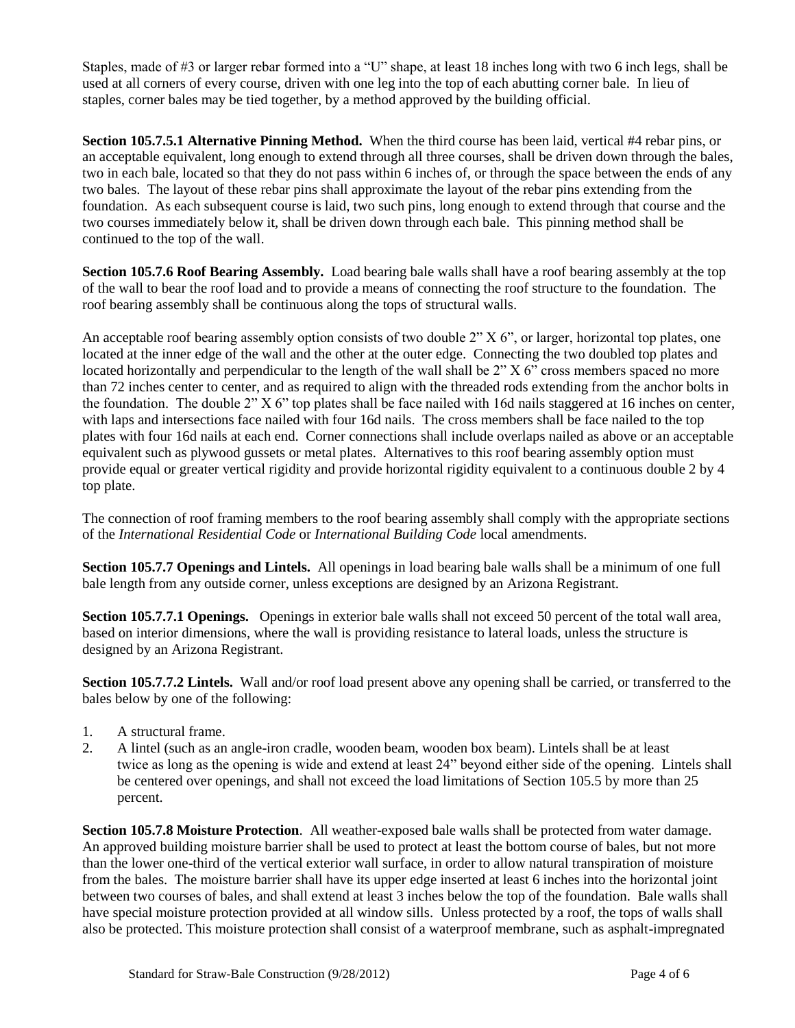Staples, made of #3 or larger rebar formed into a "U" shape, at least 18 inches long with two 6 inch legs, shall be used at all corners of every course, driven with one leg into the top of each abutting corner bale. In lieu of staples, corner bales may be tied together, by a method approved by the building official.

**Section 105.7.5.1 Alternative Pinning Method.** When the third course has been laid, vertical #4 rebar pins, or an acceptable equivalent, long enough to extend through all three courses, shall be driven down through the bales, two in each bale, located so that they do not pass within 6 inches of, or through the space between the ends of any two bales. The layout of these rebar pins shall approximate the layout of the rebar pins extending from the foundation. As each subsequent course is laid, two such pins, long enough to extend through that course and the two courses immediately below it, shall be driven down through each bale. This pinning method shall be continued to the top of the wall.

**Section 105.7.6 Roof Bearing Assembly.** Load bearing bale walls shall have a roof bearing assembly at the top of the wall to bear the roof load and to provide a means of connecting the roof structure to the foundation. The roof bearing assembly shall be continuous along the tops of structural walls.

An acceptable roof bearing assembly option consists of two double 2" X 6", or larger, horizontal top plates, one located at the inner edge of the wall and the other at the outer edge. Connecting the two doubled top plates and located horizontally and perpendicular to the length of the wall shall be 2" X 6" cross members spaced no more than 72 inches center to center, and as required to align with the threaded rods extending from the anchor bolts in the foundation. The double 2" X 6" top plates shall be face nailed with 16d nails staggered at 16 inches on center, with laps and intersections face nailed with four 16d nails. The cross members shall be face nailed to the top plates with four 16d nails at each end. Corner connections shall include overlaps nailed as above or an acceptable equivalent such as plywood gussets or metal plates. Alternatives to this roof bearing assembly option must provide equal or greater vertical rigidity and provide horizontal rigidity equivalent to a continuous double 2 by 4 top plate.

The connection of roof framing members to the roof bearing assembly shall comply with the appropriate sections of the *International Residential Code* or *International Building Code* local amendments.

**Section 105.7.7 Openings and Lintels.** All openings in load bearing bale walls shall be a minimum of one full bale length from any outside corner, unless exceptions are designed by an Arizona Registrant.

**Section 105.7.7.1 Openings.** Openings in exterior bale walls shall not exceed 50 percent of the total wall area, based on interior dimensions, where the wall is providing resistance to lateral loads, unless the structure is designed by an Arizona Registrant.

**Section 105.7.7.2 Lintels.** Wall and/or roof load present above any opening shall be carried, or transferred to the bales below by one of the following:

1. A structural frame.
2. A lintel (such as an angle-iron cradle, wooden beam, wooden box beam). Lintels shall be at least twice as long as the opening is wide and extend at least 24" beyond either side of the opening. Lintels shall be centered over openings, and shall not exceed the load limitations of Section 105.5 by more than 25 percent.

**Section 105.7.8 Moisture Protection**. All weather-exposed bale walls shall be protected from water damage. An approved building moisture barrier shall be used to protect at least the bottom course of bales, but not more than the lower one-third of the vertical exterior wall surface, in order to allow natural transpiration of moisture from the bales. The moisture barrier shall have its upper edge inserted at least 6 inches into the horizontal joint between two courses of bales, and shall extend at least 3 inches below the top of the foundation. Bale walls shall have special moisture protection provided at all window sills. Unless protected by a roof, the tops of walls shall also be protected. This moisture protection shall consist of a waterproof membrane, such as asphalt-impregnated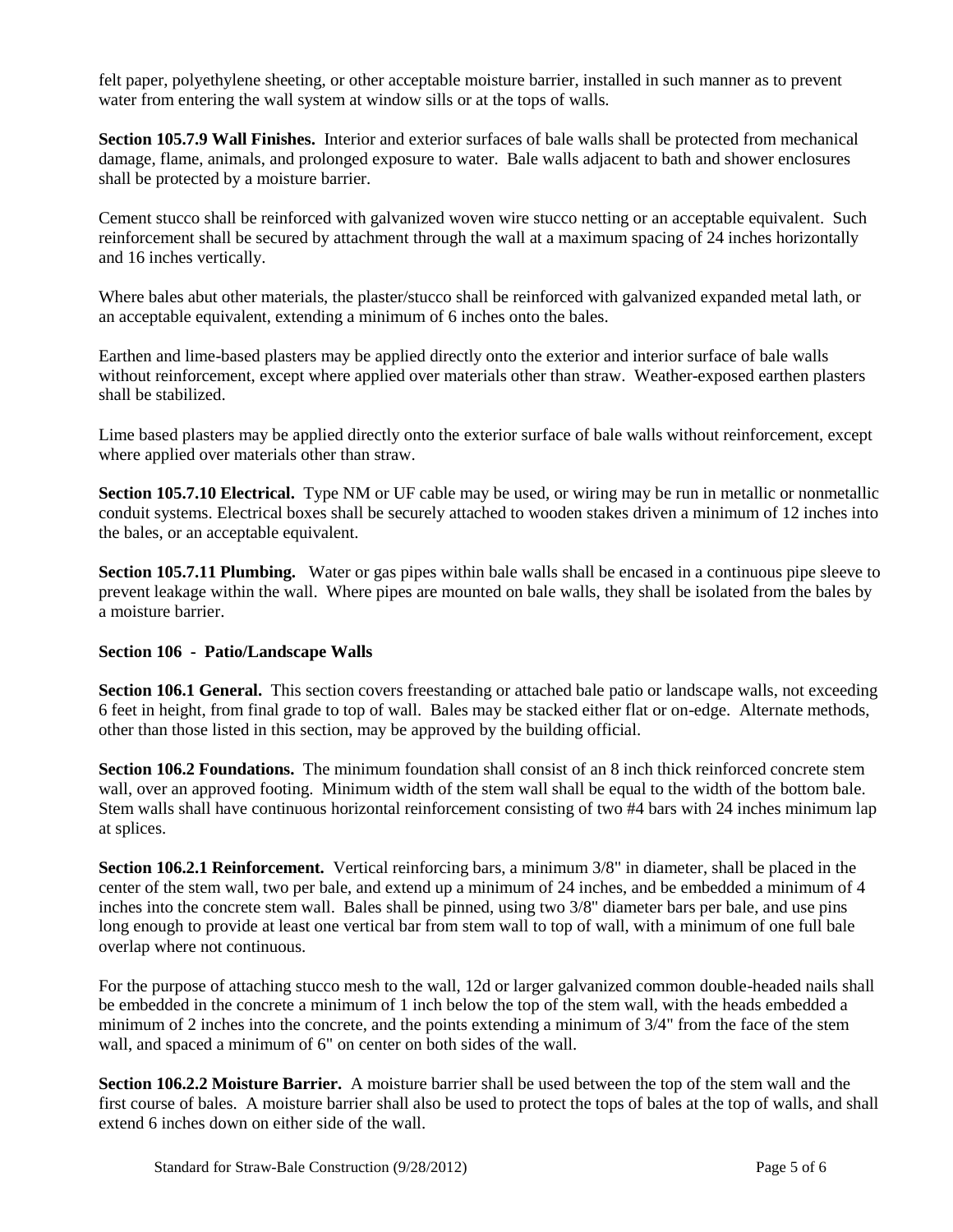felt paper, polyethylene sheeting, or other acceptable moisture barrier, installed in such manner as to prevent water from entering the wall system at window sills or at the tops of walls.

**Section 105.7.9 Wall Finishes.** Interior and exterior surfaces of bale walls shall be protected from mechanical damage, flame, animals, and prolonged exposure to water. Bale walls adjacent to bath and shower enclosures shall be protected by a moisture barrier.

Cement stucco shall be reinforced with galvanized woven wire stucco netting or an acceptable equivalent. Such reinforcement shall be secured by attachment through the wall at a maximum spacing of 24 inches horizontally and 16 inches vertically.

Where bales abut other materials, the plaster/stucco shall be reinforced with galvanized expanded metal lath, or an acceptable equivalent, extending a minimum of 6 inches onto the bales.

Earthen and lime-based plasters may be applied directly onto the exterior and interior surface of bale walls without reinforcement, except where applied over materials other than straw. Weather-exposed earthen plasters shall be stabilized.

Lime based plasters may be applied directly onto the exterior surface of bale walls without reinforcement, except where applied over materials other than straw.

**Section 105.7.10 Electrical.** Type NM or UF cable may be used, or wiring may be run in metallic or nonmetallic conduit systems. Electrical boxes shall be securely attached to wooden stakes driven a minimum of 12 inches into the bales, or an acceptable equivalent.

**Section 105.7.11 Plumbing.** Water or gas pipes within bale walls shall be encased in a continuous pipe sleeve to prevent leakage within the wall. Where pipes are mounted on bale walls, they shall be isolated from the bales by a moisture barrier.

**Section 106 - Patio/Landscape Walls**

**Section 106.1 General.** This section covers freestanding or attached bale patio or landscape walls, not exceeding 6 feet in height, from final grade to top of wall. Bales may be stacked either flat or on-edge. Alternate methods, other than those listed in this section, may be approved by the building official.

**Section 106.2 Foundations.** The minimum foundation shall consist of an 8 inch thick reinforced concrete stem wall, over an approved footing. Minimum width of the stem wall shall be equal to the width of the bottom bale. Stem walls shall have continuous horizontal reinforcement consisting of two #4 bars with 24 inches minimum lap at splices.

**Section 106.2.1 Reinforcement.** Vertical reinforcing bars, a minimum 3/8" in diameter, shall be placed in the center of the stem wall, two per bale, and extend up a minimum of 24 inches, and be embedded a minimum of 4 inches into the concrete stem wall. Bales shall be pinned, using two 3/8" diameter bars per bale, and use pins long enough to provide at least one vertical bar from stem wall to top of wall, with a minimum of one full bale overlap where not continuous.

For the purpose of attaching stucco mesh to the wall, 12d or larger galvanized common double-headed nails shall be embedded in the concrete a minimum of 1 inch below the top of the stem wall, with the heads embedded a minimum of 2 inches into the concrete, and the points extending a minimum of 3/4" from the face of the stem wall, and spaced a minimum of 6" on center on both sides of the wall.

**Section 106.2.2 Moisture Barrier.** A moisture barrier shall be used between the top of the stem wall and the first course of bales. A moisture barrier shall also be used to protect the tops of bales at the top of walls, and shall extend 6 inches down on either side of the wall.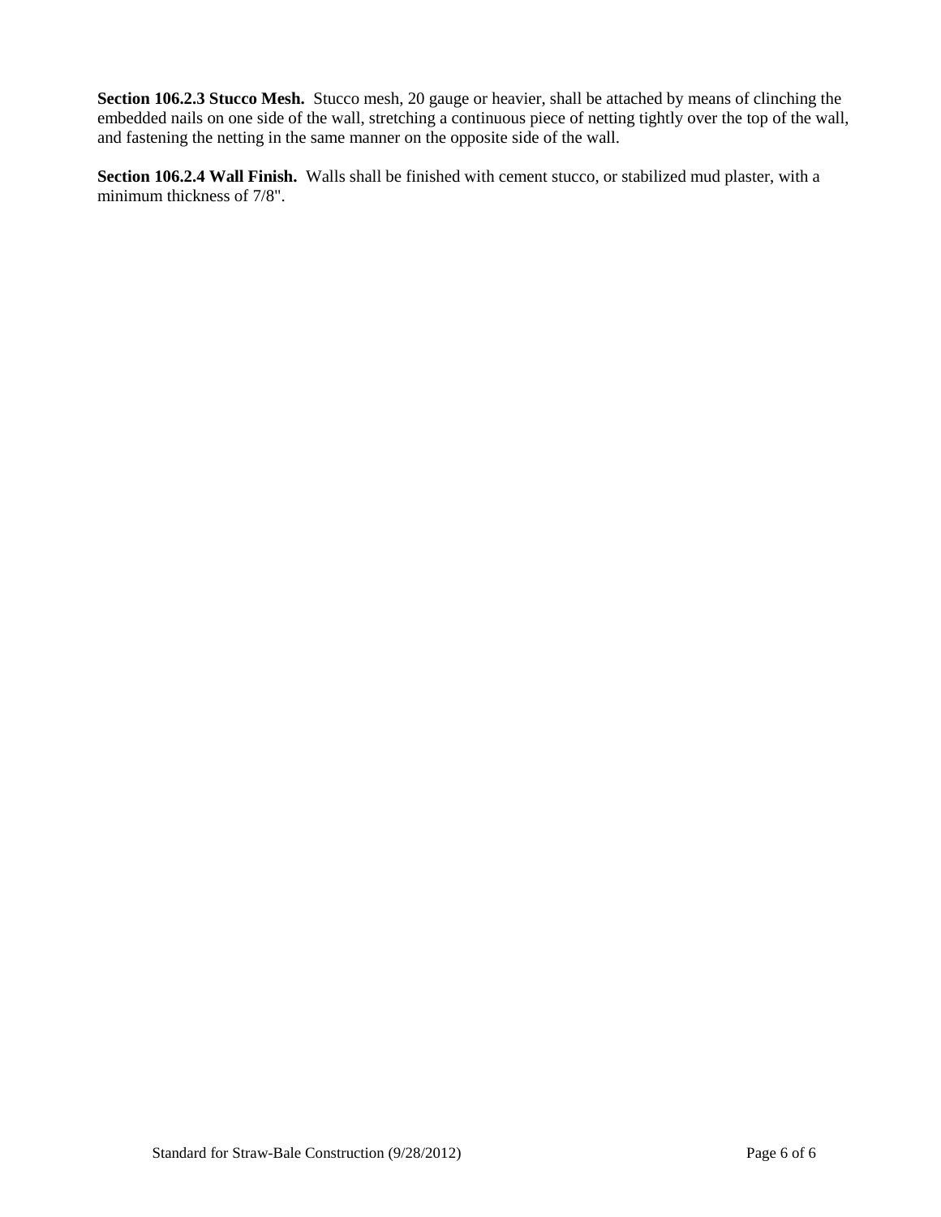**Section 106.2.3 Stucco Mesh.** Stucco mesh, 20 gauge or heavier, shall be attached by means of clinching the embedded nails on one side of the wall, stretching a continuous piece of netting tightly over the top of the wall, and fastening the netting in the same manner on the opposite side of the wall.

**Section 106.2.4 Wall Finish.** Walls shall be finished with cement stucco, or stabilized mud plaster, with a minimum thickness of 7/8".